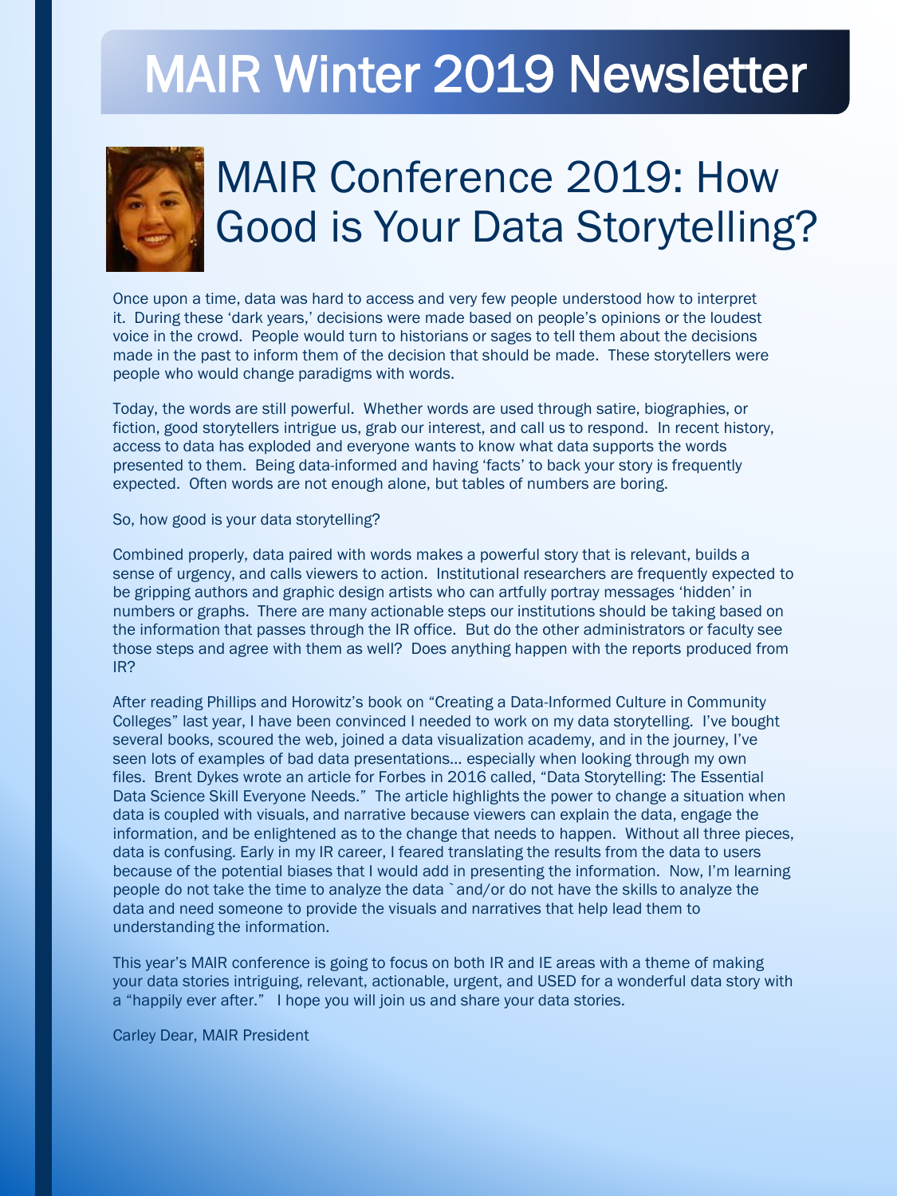# MAIR Winter 2019 Newsletter

## MAIR Conference 2019: How Good is Your Data Storytelling?

Once upon a time, data was hard to access and very few people understood how to interpret it. During these 'dark years,' decisions were made based on people's opinions or the loudest voice in the crowd. People would turn to historians or sages to tell them about the decisions made in the past to inform them of the decision that should be made. These storytellers were people who would change paradigms with words.

Today, the words are still powerful. Whether words are used through satire, biographies, or fiction, good storytellers intrigue us, grab our interest, and call us to respond. In recent history, access to data has exploded and everyone wants to know what data supports the words presented to them. Being data-informed and having 'facts' to back your story is frequently expected. Often words are not enough alone, but tables of numbers are boring.

So, how good is your data storytelling?

Combined properly, data paired with words makes a powerful story that is relevant, builds a sense of urgency, and calls viewers to action. Institutional researchers are frequently expected to be gripping authors and graphic design artists who can artfully portray messages 'hidden' in numbers or graphs. There are many actionable steps our institutions should be taking based on the information that passes through the IR office. But do the other administrators or faculty see those steps and agree with them as well? Does anything happen with the reports produced from IR?

After reading Phillips and Horowitz's book on "Creating a Data-Informed Culture in Community Colleges" last year, I have been convinced I needed to work on my data storytelling. I've bought several books, scoured the web, joined a data visualization academy, and in the journey, I've seen lots of examples of bad data presentations… especially when looking through my own files. Brent Dykes wrote an article for Forbes in 2016 called, "Data Storytelling: The Essential Data Science Skill Everyone Needs." The article highlights the power to change a situation when data is coupled with visuals, and narrative because viewers can explain the data, engage the information, and be enlightened as to the change that needs to happen. Without all three pieces, data is confusing. Early in my IR career, I feared translating the results from the data to users because of the potential biases that I would add in presenting the information. Now, I'm learning people do not take the time to analyze the data `and/or do not have the skills to analyze the data and need someone to provide the visuals and narratives that help lead them to understanding the information.

This year's MAIR conference is going to focus on both IR and IE areas with a theme of making your data stories intriguing, relevant, actionable, urgent, and USED for a wonderful data story with a "happily ever after." I hope you will join us and share your data stories.

Carley Dear, MAIR President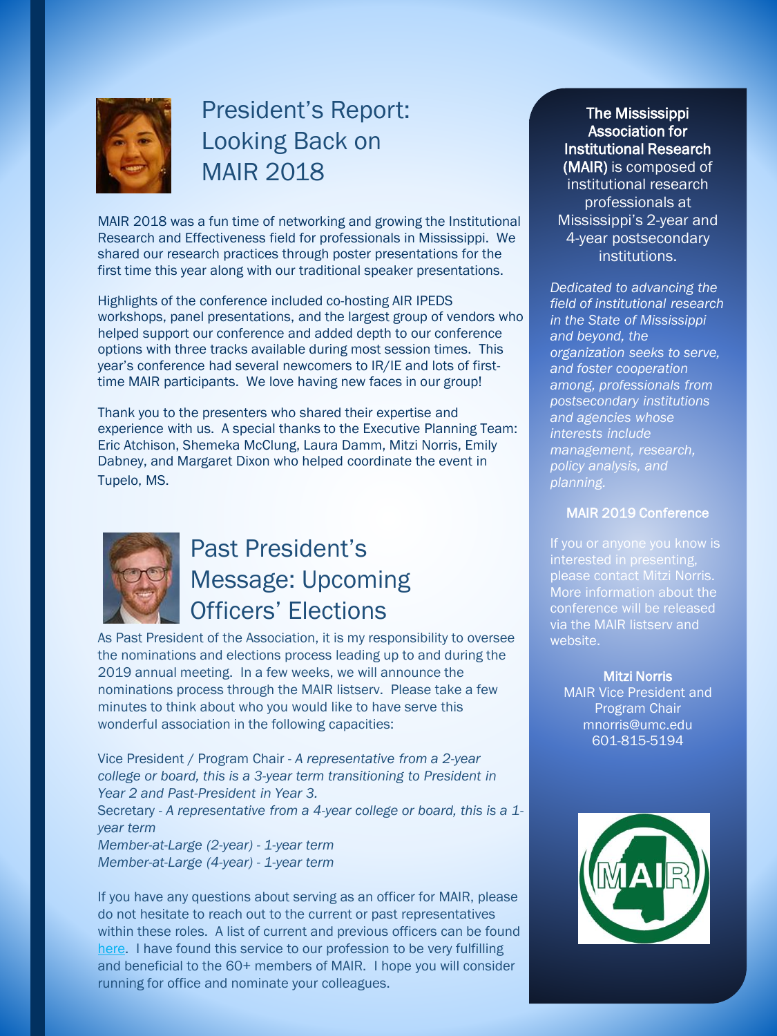## President's Report: Looking Back on MAIR 2018

MAIR 2018 was a fun time of networking and growing the Institutional Research and Effectiveness field for professionals in Mississippi. We shared our research practices through poster presentations for the first time this year along with our traditional speaker presentations.

Highlights of the conference included co-hosting AIR IPEDS workshops, panel presentations, and the largest group of vendors who helped support our conference and added depth to our conference options with three tracks available during most session times. This year's conference had several newcomers to IR/IE and lots of first-time MAIR participants. We love having new faces in our group!

Thank you to the presenters who shared their expertise and experience with us. A special thanks to the Executive Planning Team: Eric Atchison, Shemeka McClung, Laura Damm, Mitzi Norris, Emily Dabney, and Margaret Dixon who helped coordinate the event in Tupelo, MS.

## Past President's Message: Upcoming Officers' Elections

As Past President of the Association, it is my responsibility to oversee the nominations and elections process leading up to and during the 2019 annual meeting. In a few weeks, we will announce the nominations process through the MAIR listserv. Please take a few minutes to think about who you would like to have serve this wonderful association in the following capacities:

Vice President / Program Chair - *A representative from a 2-year college or board, this is a 3-year term transitioning to President in Year 2 and Past-President in Year 3.*
Secretary - *A representative from a 4-year college or board, this is a 1-year term*
*Member-at-Large (2-year) - 1-year term*
*Member-at-Large (4-year) - 1-year term*

If you have any questions about serving as an officer for MAIR, please do not hesitate to reach out to the current or past representatives within these roles. A list of current and previous officers can be found here. I have found this service to our profession to be very fulfilling and beneficial to the 60+ members of MAIR. I hope you will consider running for office and nominate your colleagues.

**The Mississippi Association for Institutional Research (MAIR)** is composed of institutional research professionals at Mississippi's 2-year and 4-year postsecondary institutions.

*Dedicated to advancing the field of institutional research in the State of Mississippi and beyond, the organization seeks to serve, and foster cooperation among, professionals from postsecondary institutions and agencies whose interests include management, research, policy analysis, and planning.*

### MAIR 2019 Conference

If you or anyone you know is interested in presenting, please contact Mitzi Norris. More information about the conference will be released via the MAIR listserv and website.

**Mitzi Norris**
MAIR Vice President and Program Chair
mnorris@umc.edu
601-815-5194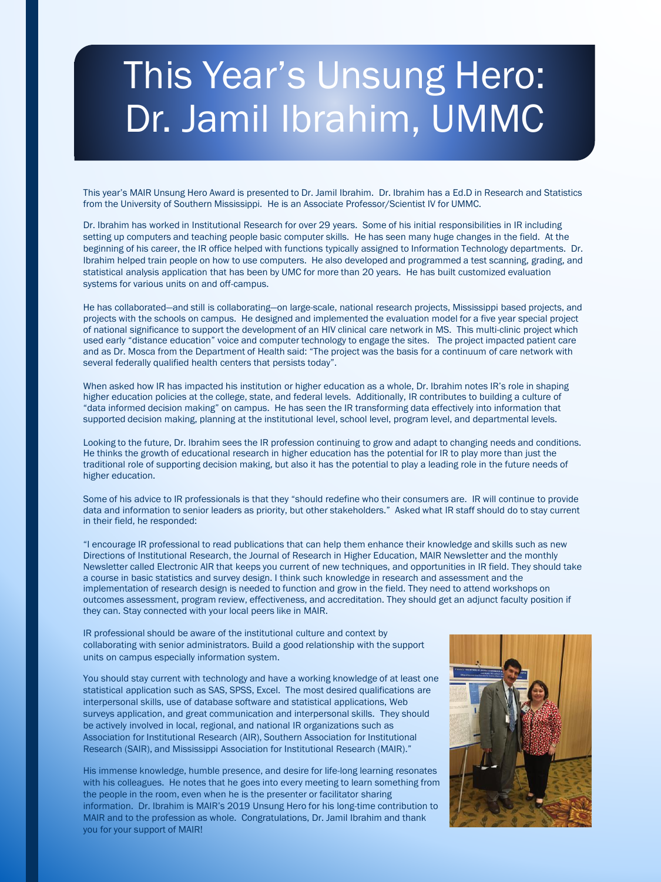# This Year's Unsung Hero: Dr. Jamil Ibrahim, UMMC

This year's MAIR Unsung Hero Award is presented to Dr. Jamil Ibrahim. Dr. Ibrahim has a Ed.D in Research and Statistics from the University of Southern Mississippi. He is an Associate Professor/Scientist IV for UMMC.

Dr. Ibrahim has worked in Institutional Research for over 29 years. Some of his initial responsibilities in IR including setting up computers and teaching people basic computer skills. He has seen many huge changes in the field. At the beginning of his career, the IR office helped with functions typically assigned to Information Technology departments. Dr. Ibrahim helped train people on how to use computers. He also developed and programmed a test scanning, grading, and statistical analysis application that has been by UMC for more than 20 years. He has built customized evaluation systems for various units on and off-campus.

He has collaborated—and still is collaborating—on large-scale, national research projects, Mississippi based projects, and projects with the schools on campus. He designed and implemented the evaluation model for a five year special project of national significance to support the development of an HIV clinical care network in MS. This multi-clinic project which used early "distance education" voice and computer technology to engage the sites. The project impacted patient care and as Dr. Mosca from the Department of Health said: "The project was the basis for a continuum of care network with several federally qualified health centers that persists today".

When asked how IR has impacted his institution or higher education as a whole, Dr. Ibrahim notes IR's role in shaping higher education policies at the college, state, and federal levels. Additionally, IR contributes to building a culture of "data informed decision making" on campus. He has seen the IR transforming data effectively into information that supported decision making, planning at the institutional level, school level, program level, and departmental levels.

Looking to the future, Dr. Ibrahim sees the IR profession continuing to grow and adapt to changing needs and conditions. He thinks the growth of educational research in higher education has the potential for IR to play more than just the traditional role of supporting decision making, but also it has the potential to play a leading role in the future needs of higher education.

Some of his advice to IR professionals is that they "should redefine who their consumers are. IR will continue to provide data and information to senior leaders as priority, but other stakeholders." Asked what IR staff should do to stay current in their field, he responded:

"I encourage IR professional to read publications that can help them enhance their knowledge and skills such as new Directions of Institutional Research, the Journal of Research in Higher Education, MAIR Newsletter and the monthly Newsletter called Electronic AIR that keeps you current of new techniques, and opportunities in IR field. They should take a course in basic statistics and survey design. I think such knowledge in research and assessment and the implementation of research design is needed to function and grow in the field. They need to attend workshops on outcomes assessment, program review, effectiveness, and accreditation. They should get an adjunct faculty position if they can. Stay connected with your local peers like in MAIR.

IR professional should be aware of the institutional culture and context by collaborating with senior administrators. Build a good relationship with the support units on campus especially information system.

You should stay current with technology and have a working knowledge of at least one statistical application such as SAS, SPSS, Excel. The most desired qualifications are interpersonal skills, use of database software and statistical applications, Web surveys application, and great communication and interpersonal skills. They should be actively involved in local, regional, and national IR organizations such as Association for Institutional Research (AIR), Southern Association for Institutional Research (SAIR), and Mississippi Association for Institutional Research (MAIR)."

His immense knowledge, humble presence, and desire for life-long learning resonates with his colleagues. He notes that he goes into every meeting to learn something from the people in the room, even when he is the presenter or facilitator sharing information. Dr. Ibrahim is MAIR's 2019 Unsung Hero for his long-time contribution to MAIR and to the profession as whole. Congratulations, Dr. Jamil Ibrahim and thank you for your support of MAIR!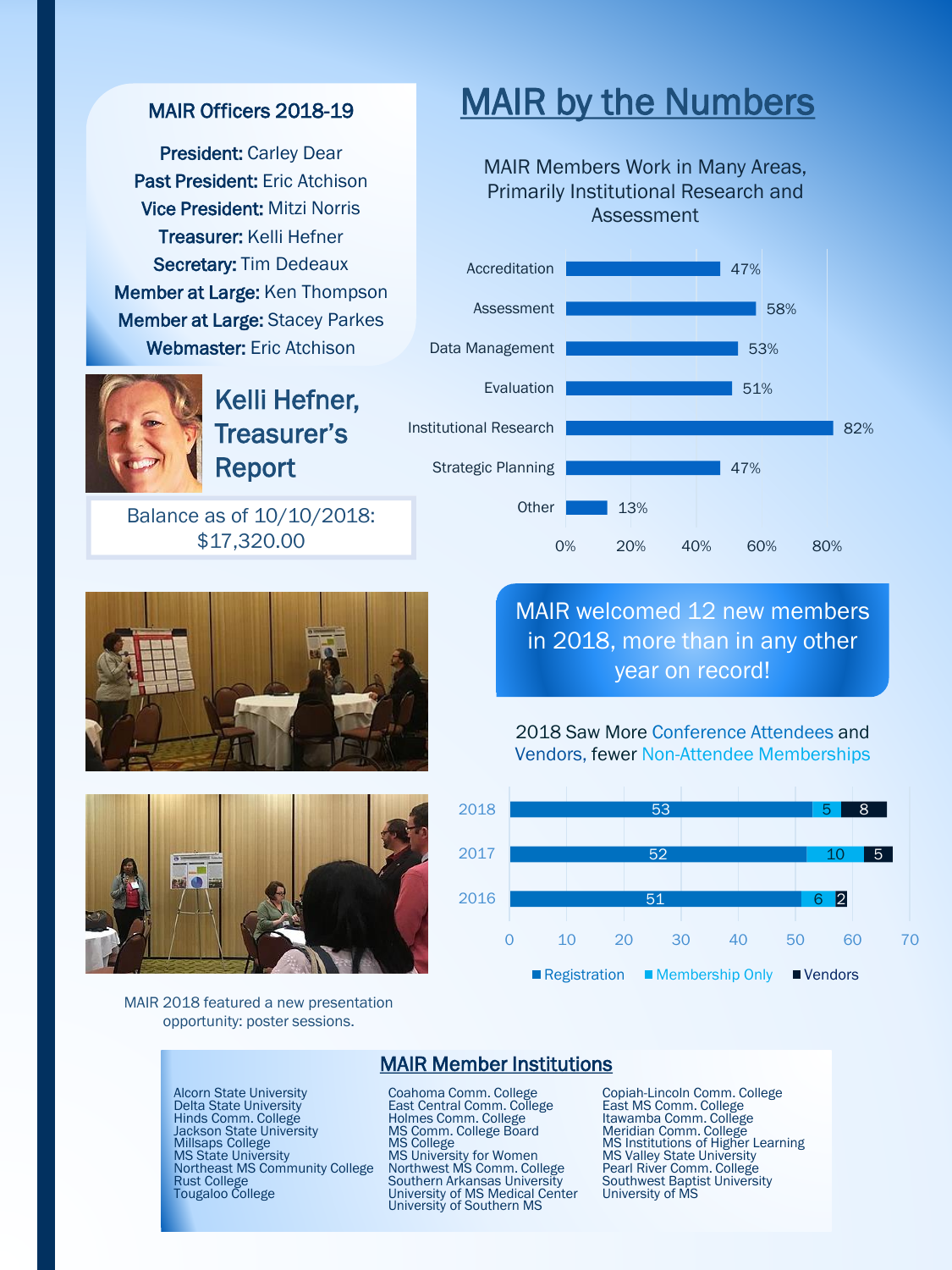## MAIR Officers 2018-19

**President:** Carley Dear
**Past President:** Eric Atchison
**Vice President:** Mitzi Norris
**Treasurer:** Kelli Hefner
**Secretary:** Tim Dedeaux
**Member at Large:** Ken Thompson
**Member at Large:** Stacey Parkes
**Webmaster:** Eric Atchison

## Kelli Hefner, Treasurer's Report

Balance as of 10/10/2018: $17,320.00

MAIR 2018 featured a new presentation opportunity: poster sessions.

# MAIR by the Numbers

### MAIR Members Work in Many Areas, Primarily Institutional Research and Assessment

| Area | Percent |
|---|---|
| Accreditation | 47% |
| Assessment | 58% |
| Data Management | 53% |
| Evaluation | 51% |
| Institutional Research | 82% |
| Strategic Planning | 47% |
| Other | 13% |

**MAIR welcomed 12 new members in 2018, more than in any other year on record!**

### 2018 Saw More Conference Attendees and Vendors, fewer Non-Attendee Memberships

| Year | Registration | Membership Only | Vendors |
|---|---|---|---|
| 2018 | 53 | 5 | 8 |
| 2017 | 52 | 10 | 5 |
| 2016 | 51 | 6 | 2 |

## MAIR Member Institutions

- Alcorn State University
- Delta State University
- Hinds Comm. College
- Jackson State University
- Millsaps College
- MS State University
- Northeast MS Community College
- Rust College
- Tougaloo College
- Coahoma Comm. College
- East Central Comm. College
- Holmes Comm. College
- MS Comm. College Board
- MS College
- MS University for Women
- Northwest MS Comm. College
- Southern Arkansas University
- University of MS Medical Center
- University of Southern MS
- Copiah-Lincoln Comm. College
- East MS Comm. College
- Itawamba Comm. College
- Meridian Comm. College
- MS Institutions of Higher Learning
- MS Valley State University
- Pearl River Comm. College
- Southwest Baptist University
- University of MS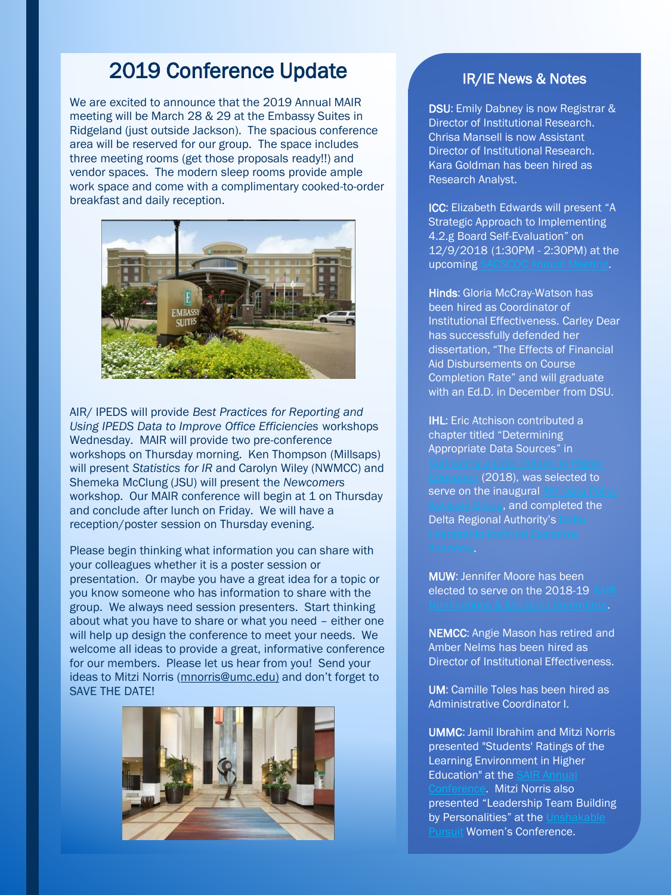# 2019 Conference Update

We are excited to announce that the 2019 Annual MAIR meeting will be March 28 & 29 at the Embassy Suites in Ridgeland (just outside Jackson). The spacious conference area will be reserved for our group. The space includes three meeting rooms (get those proposals ready!!) and vendor spaces. The modern sleep rooms provide ample work space and come with a complimentary cooked-to-order breakfast and daily reception.

AIR/ IPEDS will provide *Best Practices for Reporting and Using IPEDS Data to Improve Office Efficiencies* workshops Wednesday. MAIR will provide two pre-conference workshops on Thursday morning. Ken Thompson (Millsaps) will present *Statistics for IR* and Carolyn Wiley (NWMCC) and Shemeka McClung (JSU) will present the *Newcomers* workshop. Our MAIR conference will begin at 1 on Thursday and conclude after lunch on Friday. We will have a reception/poster session on Thursday evening.

Please begin thinking what information you can share with your colleagues whether it is a poster session or presentation. Or maybe you have a great idea for a topic or you know someone who has information to share with the group. We always need session presenters. Start thinking about what you have to share or what you need – either one will help up design the conference to meet your needs. We welcome all ideas to provide a great, informative conference for our members. Please let us hear from you! Send your ideas to Mitzi Norris (mnorris@umc.edu) and don't forget to SAVE THE DATE!

## IR/IE News & Notes

**DSU**: Emily Dabney is now Registrar & Director of Institutional Research. Chrisa Mansell is now Assistant Director of Institutional Research. Kara Goldman has been hired as Research Analyst.

**ICC**: Elizabeth Edwards will present "A Strategic Approach to Implementing 4.2.g Board Self-Evaluation" on 12/9/2018 (1:30PM - 2:30PM) at the upcoming SACSCOC Annual Meeting.

**Hinds**: Gloria McCray-Watson has been hired as Coordinator of Institutional Effectiveness. Carley Dear has successfully defended her dissertation, "The Effects of Financial Aid Disbursements on Course Completion Rate" and will graduate with an Ed.D. in December from DSU.

**IHL**: Eric Atchison contributed a chapter titled "Determining Appropriate Data Sources" in Cultivating a Data Culture in Higher Education (2018), was selected to serve on the inaugural AIR Data Policy Advisory Group, and completed the Delta Regional Authority's Delta Leadership Institute Executive Academy.

**MUW**: Jennifer Moore has been elected to serve on the 2018-19 SAIR Nominations & Elections Committee.

**NEMCC**: Angie Mason has retired and Amber Nelms has been hired as Director of Institutional Effectiveness.

**UM**: Camille Toles has been hired as Administrative Coordinator I.

**UMMC**: Jamil Ibrahim and Mitzi Norris presented "Students' Ratings of the Learning Environment in Higher Education" at the SAIR Annual Conference. Mitzi Norris also presented "Leadership Team Building by Personalities" at the Unshakable Pursuit Women's Conference.